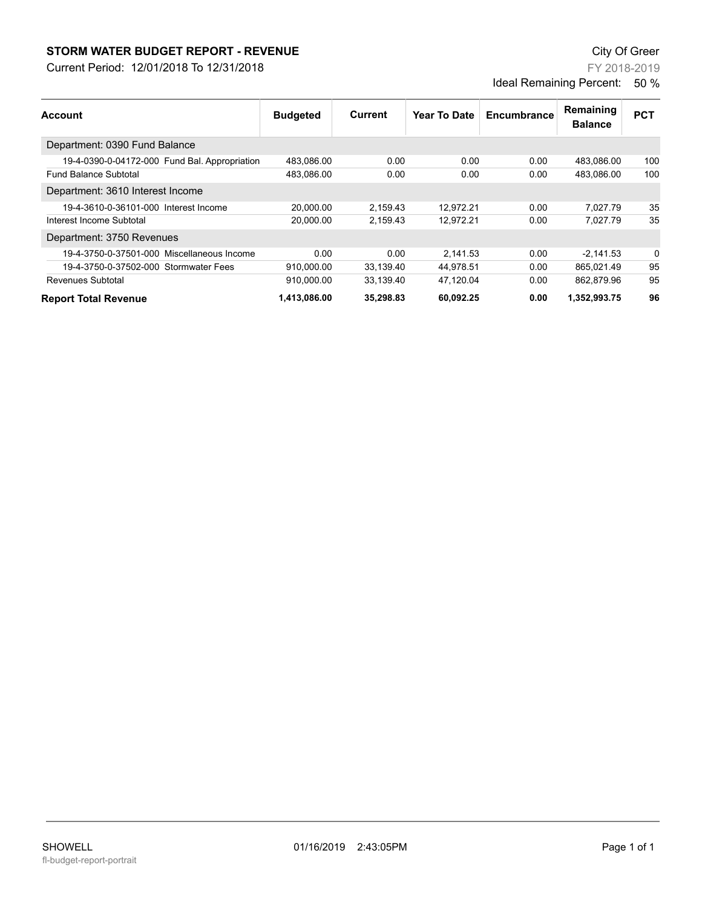## STORM WATER BUDGET REPORT - REVENUE

Current Period: 12/01/2018 To 12/31/2018

City Of Greer

FY 2018-2019

Ideal Remaining Percent: 50 %

| Account | Budgeted | Current | Year To Date | Encumbrance | Remaining Balance | PCT |
|---|---|---|---|---|---|---|
| Department: 0390 Fund Balance | | | | | | |
| 19-4-0390-0-04172-000 Fund Bal. Appropriation | 483,086.00 | 0.00 | 0.00 | 0.00 | 483,086.00 | 100 |
| Fund Balance Subtotal | 483,086.00 | 0.00 | 0.00 | 0.00 | 483,086.00 | 100 |
| Department: 3610 Interest Income | | | | | | |
| 19-4-3610-0-36101-000 Interest Income | 20,000.00 | 2,159.43 | 12,972.21 | 0.00 | 7,027.79 | 35 |
| Interest Income Subtotal | 20,000.00 | 2,159.43 | 12,972.21 | 0.00 | 7,027.79 | 35 |
| Department: 3750 Revenues | | | | | | |
| 19-4-3750-0-37501-000 Miscellaneous Income | 0.00 | 0.00 | 2,141.53 | 0.00 | -2,141.53 | 0 |
| 19-4-3750-0-37502-000 Stormwater Fees | 910,000.00 | 33,139.40 | 44,978.51 | 0.00 | 865,021.49 | 95 |
| Revenues Subtotal | 910,000.00 | 33,139.40 | 47,120.04 | 0.00 | 862,879.96 | 95 |
| **Report Total Revenue** | **1,413,086.00** | **35,298.83** | **60,092.25** | **0.00** | **1,352,993.75** | **96** |

SHOWELL 01/16/2019 2:43:05PM

fl-budget-report-portrait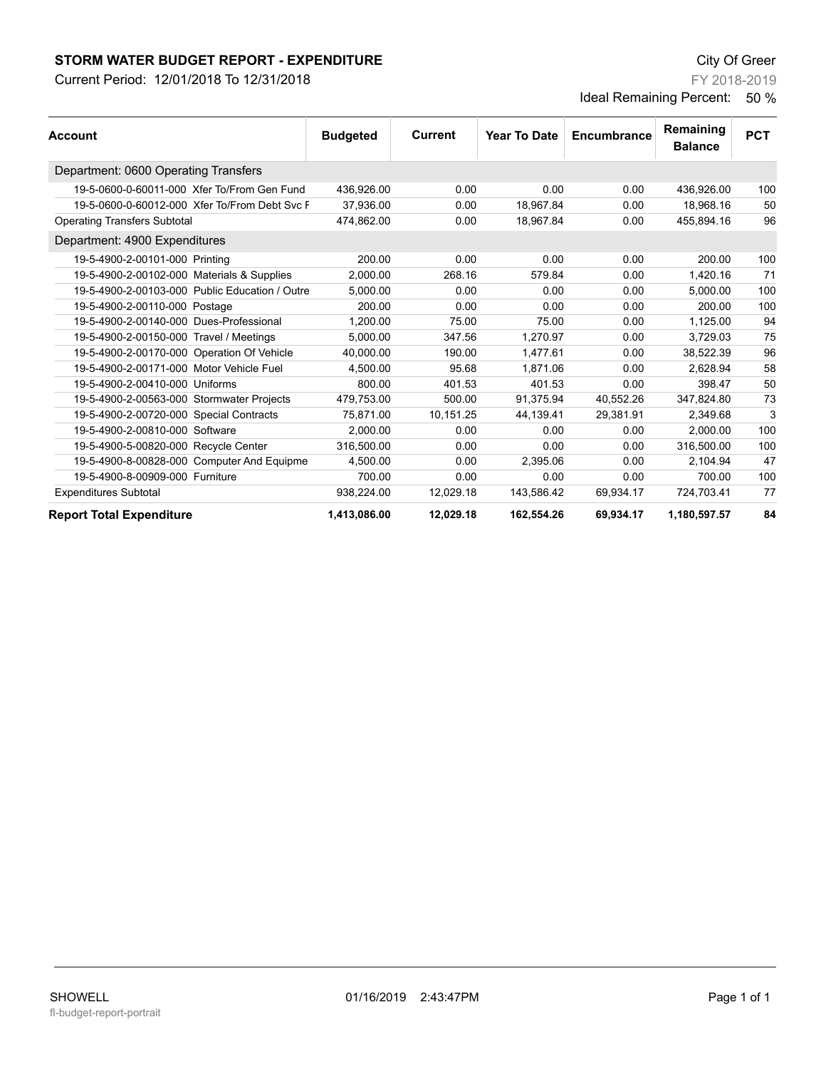**STORM WATER BUDGET REPORT - EXPENDITURE**

Current Period: 12/01/2018 To 12/31/2018

City Of Greer

FY 2018-2019

Ideal Remaining Percent: 50 %

| Account | Budgeted | Current | Year To Date | Encumbrance | Remaining Balance | PCT |
|---|---|---|---|---|---|---|
| Department: 0600 Operating Transfers | | | | | | |
| 19-5-0600-0-60011-000 Xfer To/From Gen Fund | 436,926.00 | 0.00 | 0.00 | 0.00 | 436,926.00 | 100 |
| 19-5-0600-0-60012-000 Xfer To/From Debt Svc F | 37,936.00 | 0.00 | 18,967.84 | 0.00 | 18,968.16 | 50 |
| Operating Transfers Subtotal | 474,862.00 | 0.00 | 18,967.84 | 0.00 | 455,894.16 | 96 |
| Department: 4900 Expenditures | | | | | | |
| 19-5-4900-2-00101-000 Printing | 200.00 | 0.00 | 0.00 | 0.00 | 200.00 | 100 |
| 19-5-4900-2-00102-000 Materials & Supplies | 2,000.00 | 268.16 | 579.84 | 0.00 | 1,420.16 | 71 |
| 19-5-4900-2-00103-000 Public Education / Outre | 5,000.00 | 0.00 | 0.00 | 0.00 | 5,000.00 | 100 |
| 19-5-4900-2-00110-000 Postage | 200.00 | 0.00 | 0.00 | 0.00 | 200.00 | 100 |
| 19-5-4900-2-00140-000 Dues-Professional | 1,200.00 | 75.00 | 75.00 | 0.00 | 1,125.00 | 94 |
| 19-5-4900-2-00150-000 Travel / Meetings | 5,000.00 | 347.56 | 1,270.97 | 0.00 | 3,729.03 | 75 |
| 19-5-4900-2-00170-000 Operation Of Vehicle | 40,000.00 | 190.00 | 1,477.61 | 0.00 | 38,522.39 | 96 |
| 19-5-4900-2-00171-000 Motor Vehicle Fuel | 4,500.00 | 95.68 | 1,871.06 | 0.00 | 2,628.94 | 58 |
| 19-5-4900-2-00410-000 Uniforms | 800.00 | 401.53 | 401.53 | 0.00 | 398.47 | 50 |
| 19-5-4900-2-00563-000 Stormwater Projects | 479,753.00 | 500.00 | 91,375.94 | 40,552.26 | 347,824.80 | 73 |
| 19-5-4900-2-00720-000 Special Contracts | 75,871.00 | 10,151.25 | 44,139.41 | 29,381.91 | 2,349.68 | 3 |
| 19-5-4900-2-00810-000 Software | 2,000.00 | 0.00 | 0.00 | 0.00 | 2,000.00 | 100 |
| 19-5-4900-5-00820-000 Recycle Center | 316,500.00 | 0.00 | 0.00 | 0.00 | 316,500.00 | 100 |
| 19-5-4900-8-00828-000 Computer And Equipme | 4,500.00 | 0.00 | 2,395.06 | 0.00 | 2,104.94 | 47 |
| 19-5-4900-8-00909-000 Furniture | 700.00 | 0.00 | 0.00 | 0.00 | 700.00 | 100 |
| Expenditures Subtotal | 938,224.00 | 12,029.18 | 143,586.42 | 69,934.17 | 724,703.41 | 77 |
| **Report Total Expenditure** | **1,413,086.00** | **12,029.18** | **162,554.26** | **69,934.17** | **1,180,597.57** | **84** |

SHOWELL 01/16/2019 2:43:47PM

fl-budget-report-portrait